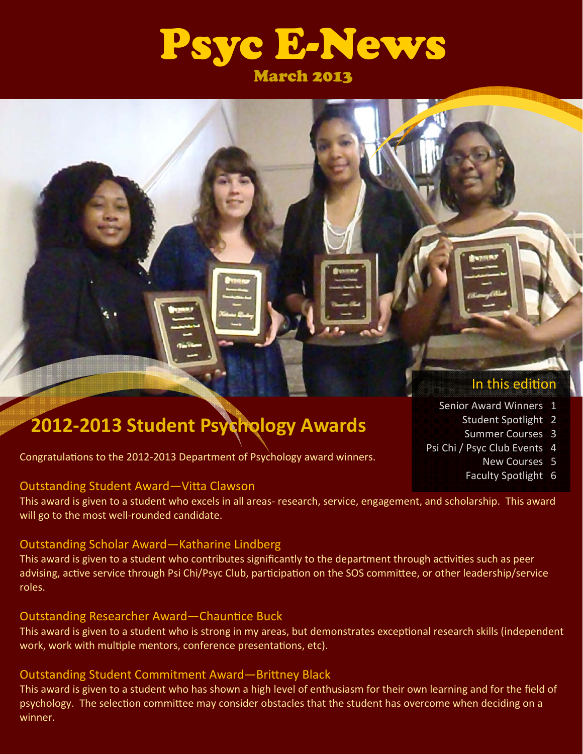# Psyc E-News

March 2013

In this edition

- Senior Award Winners 1
- Student Spotlight 2
- Summer Courses 3
- Psi Chi / Psyc Club Events 4
- New Courses 5
- Faculty Spotlight 6

## 2012-2013 Student Psychology Awards

Congratulations to the 2012-2013 Department of Psychology award winners.

### Outstanding Student Award—Vitta Clawson

This award is given to a student who excels in all areas- research, service, engagement, and scholarship. This award will go to the most well-rounded candidate.

### Outstanding Scholar Award—Katharine Lindberg

This award is given to a student who contributes significantly to the department through activities such as peer advising, active service through Psi Chi/Psyc Club, participation on the SOS committee, or other leadership/service roles.

### Outstanding Researcher Award—Chauntice Buck

This award is given to a student who is strong in my areas, but demonstrates exceptional research skills (independent work, work with multiple mentors, conference presentations, etc).

### Outstanding Student Commitment Award—Brittney Black

This award is given to a student who has shown a high level of enthusiasm for their own learning and for the field of psychology. The selection committee may consider obstacles that the student has overcome when deciding on a winner.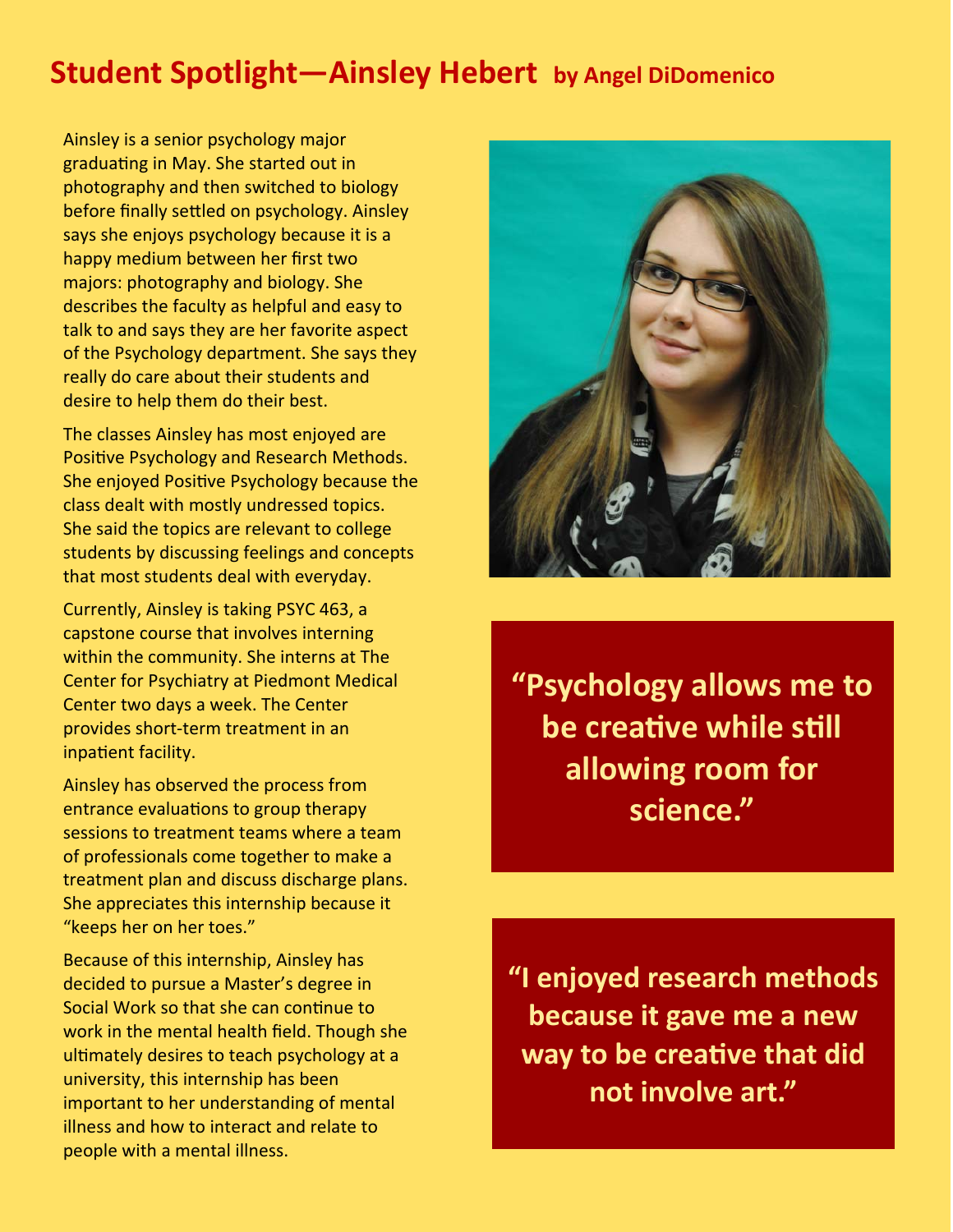# Student Spotlight—Ainsley Hebert by Angel DiDomenico

Ainsley is a senior psychology major graduating in May. She started out in photography and then switched to biology before finally settled on psychology. Ainsley says she enjoys psychology because it is a happy medium between her first two majors: photography and biology. She describes the faculty as helpful and easy to talk to and says they are her favorite aspect of the Psychology department. She says they really do care about their students and desire to help them do their best.

The classes Ainsley has most enjoyed are Positive Psychology and Research Methods. She enjoyed Positive Psychology because the class dealt with mostly undressed topics. She said the topics are relevant to college students by discussing feelings and concepts that most students deal with everyday.

Currently, Ainsley is taking PSYC 463, a capstone course that involves interning within the community. She interns at The Center for Psychiatry at Piedmont Medical Center two days a week. The Center provides short-term treatment in an inpatient facility.

Ainsley has observed the process from entrance evaluations to group therapy sessions to treatment teams where a team of professionals come together to make a treatment plan and discuss discharge plans. She appreciates this internship because it "keeps her on her toes."

Because of this internship, Ainsley has decided to pursue a Master's degree in Social Work so that she can continue to work in the mental health field. Though she ultimately desires to teach psychology at a university, this internship has been important to her understanding of mental illness and how to interact and relate to people with a mental illness.

**"Psychology allows me to be creative while still allowing room for science."**

**"I enjoyed research methods because it gave me a new way to be creative that did not involve art."**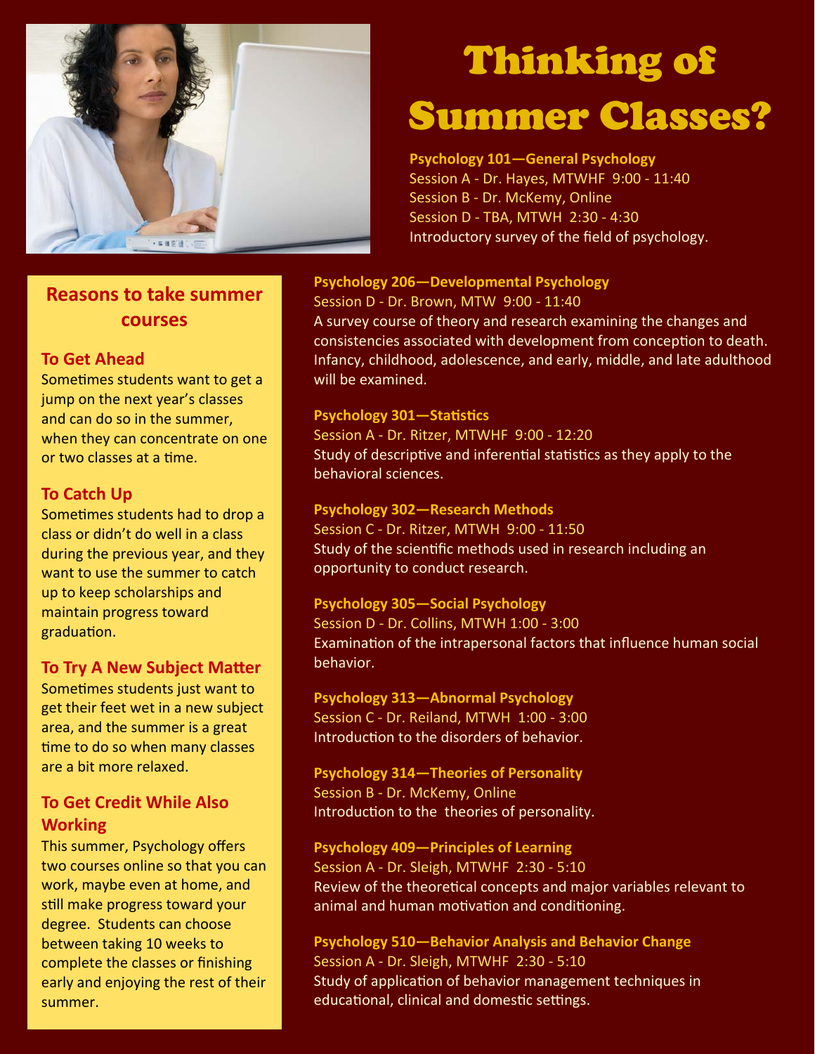# Thinking of Summer Classes?

**Psychology 101—General Psychology**
Session A - Dr. Hayes, MTWHF 9:00 - 11:40
Session B - Dr. McKemy, Online
Session D - TBA, MTWH 2:30 - 4:30
Introductory survey of the field of psychology.

**Psychology 206—Developmental Psychology**
Session D - Dr. Brown, MTW 9:00 - 11:40
A survey course of theory and research examining the changes and consistencies associated with development from conception to death. Infancy, childhood, adolescence, and early, middle, and late adulthood will be examined.

**Psychology 301—Statistics**
Session A - Dr. Ritzer, MTWHF 9:00 - 12:20
Study of descriptive and inferential statistics as they apply to the behavioral sciences.

**Psychology 302—Research Methods**
Session C - Dr. Ritzer, MTWH 9:00 - 11:50
Study of the scientific methods used in research including an opportunity to conduct research.

**Psychology 305—Social Psychology**
Session D - Dr. Collins, MTWH 1:00 - 3:00
Examination of the intrapersonal factors that influence human social behavior.

**Psychology 313—Abnormal Psychology**
Session C - Dr. Reiland, MTWH 1:00 - 3:00
Introduction to the disorders of behavior.

**Psychology 314—Theories of Personality**
Session B - Dr. McKemy, Online
Introduction to the theories of personality.

**Psychology 409—Principles of Learning**
Session A - Dr. Sleigh, MTWHF 2:30 - 5:10
Review of the theoretical concepts and major variables relevant to animal and human motivation and conditioning.

**Psychology 510—Behavior Analysis and Behavior Change**
Session A - Dr. Sleigh, MTWHF 2:30 - 5:10
Study of application of behavior management techniques in educational, clinical and domestic settings.

## Reasons to take summer courses

### To Get Ahead
Sometimes students want to get a jump on the next year's classes and can do so in the summer, when they can concentrate on one or two classes at a time.

### To Catch Up
Sometimes students had to drop a class or didn't do well in a class during the previous year, and they want to use the summer to catch up to keep scholarships and maintain progress toward graduation.

### To Try A New Subject Matter
Sometimes students just want to get their feet wet in a new subject area, and the summer is a great time to do so when many classes are a bit more relaxed.

### To Get Credit While Also Working
This summer, Psychology offers two courses online so that you can work, maybe even at home, and still make progress toward your degree. Students can choose between taking 10 weeks to complete the classes or finishing early and enjoying the rest of their summer.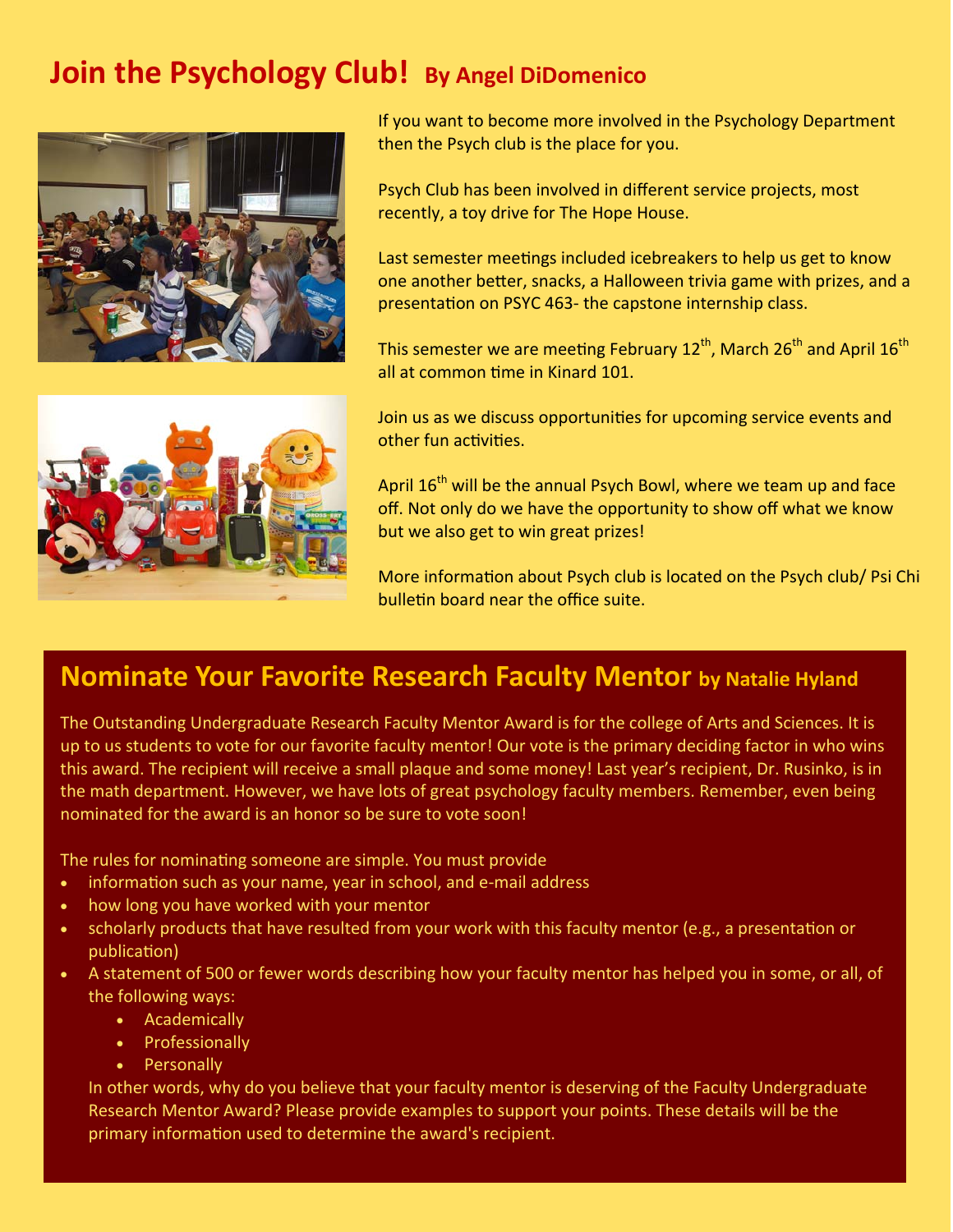## Join the Psychology Club! By Angel DiDomenico

If you want to become more involved in the Psychology Department then the Psych club is the place for you.

Psych Club has been involved in different service projects, most recently, a toy drive for The Hope House.

Last semester meetings included icebreakers to help us get to know one another better, snacks, a Halloween trivia game with prizes, and a presentation on PSYC 463- the capstone internship class.

This semester we are meeting February 12th, March 26th and April 16th all at common time in Kinard 101.

Join us as we discuss opportunities for upcoming service events and other fun activities.

April 16th will be the annual Psych Bowl, where we team up and face off. Not only do we have the opportunity to show off what we know but we also get to win great prizes!

More information about Psych club is located on the Psych club/ Psi Chi bulletin board near the office suite.

## Nominate Your Favorite Research Faculty Mentor by Natalie Hyland

The Outstanding Undergraduate Research Faculty Mentor Award is for the college of Arts and Sciences. It is up to us students to vote for our favorite faculty mentor! Our vote is the primary deciding factor in who wins this award. The recipient will receive a small plaque and some money! Last year's recipient, Dr. Rusinko, is in the math department. However, we have lots of great psychology faculty members. Remember, even being nominated for the award is an honor so be sure to vote soon!

The rules for nominating someone are simple. You must provide

- information such as your name, year in school, and e-mail address
- how long you have worked with your mentor
- scholarly products that have resulted from your work with this faculty mentor (e.g., a presentation or publication)
- A statement of 500 or fewer words describing how your faculty mentor has helped you in some, or all, of the following ways:
  - Academically
  - Professionally
  - Personally

  In other words, why do you believe that your faculty mentor is deserving of the Faculty Undergraduate Research Mentor Award? Please provide examples to support your points. These details will be the primary information used to determine the award's recipient.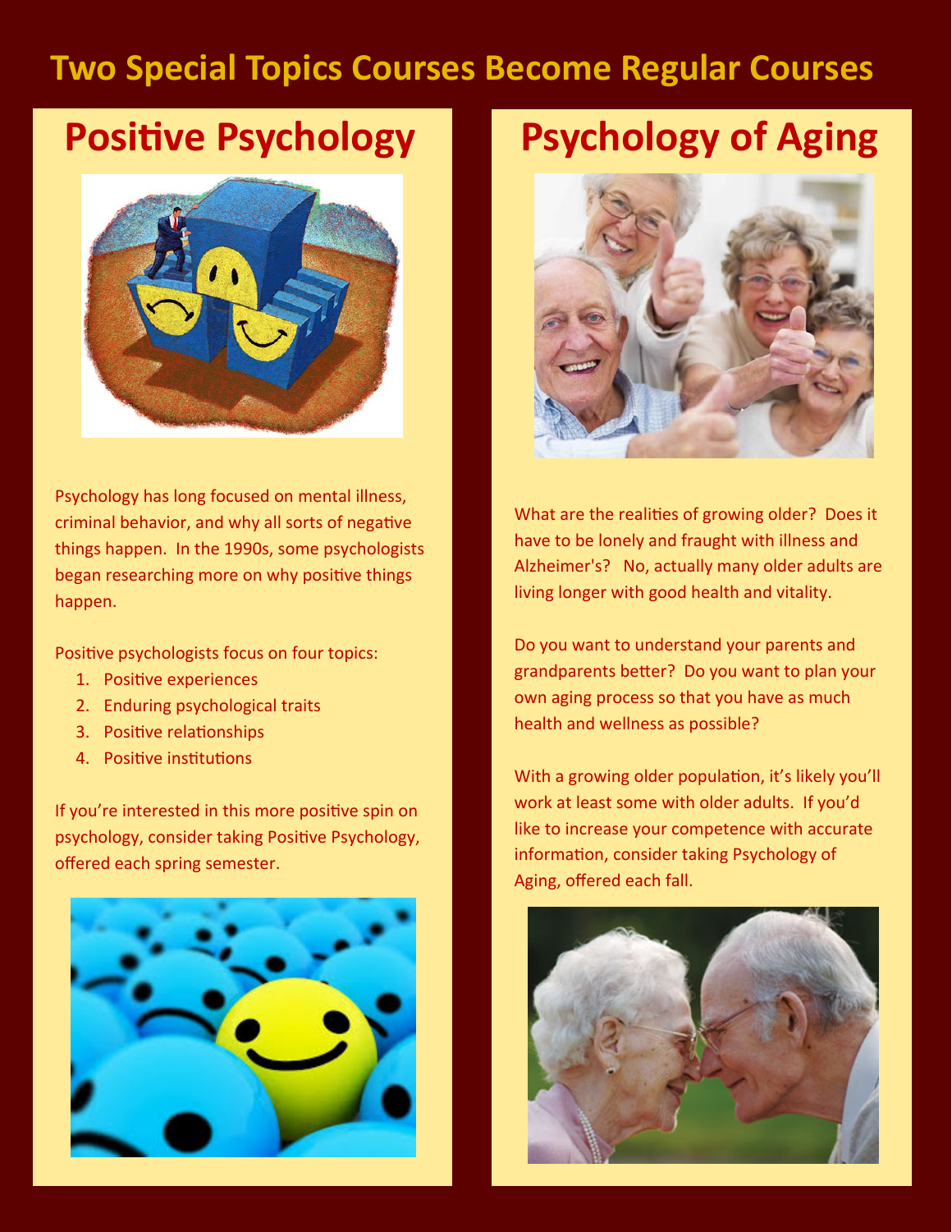# Two Special Topics Courses Become Regular Courses

## Positive Psychology

Psychology has long focused on mental illness, criminal behavior, and why all sorts of negative things happen. In the 1990s, some psychologists began researching more on why positive things happen.

Positive psychologists focus on four topics:

1. Positive experiences
2. Enduring psychological traits
3. Positive relationships
4. Positive institutions

If you're interested in this more positive spin on psychology, consider taking Positive Psychology, offered each spring semester.

## Psychology of Aging

What are the realities of growing older? Does it have to be lonely and fraught with illness and Alzheimer's? No, actually many older adults are living longer with good health and vitality.

Do you want to understand your parents and grandparents better? Do you want to plan your own aging process so that you have as much health and wellness as possible?

With a growing older population, it's likely you'll work at least some with older adults. If you'd like to increase your competence with accurate information, consider taking Psychology of Aging, offered each fall.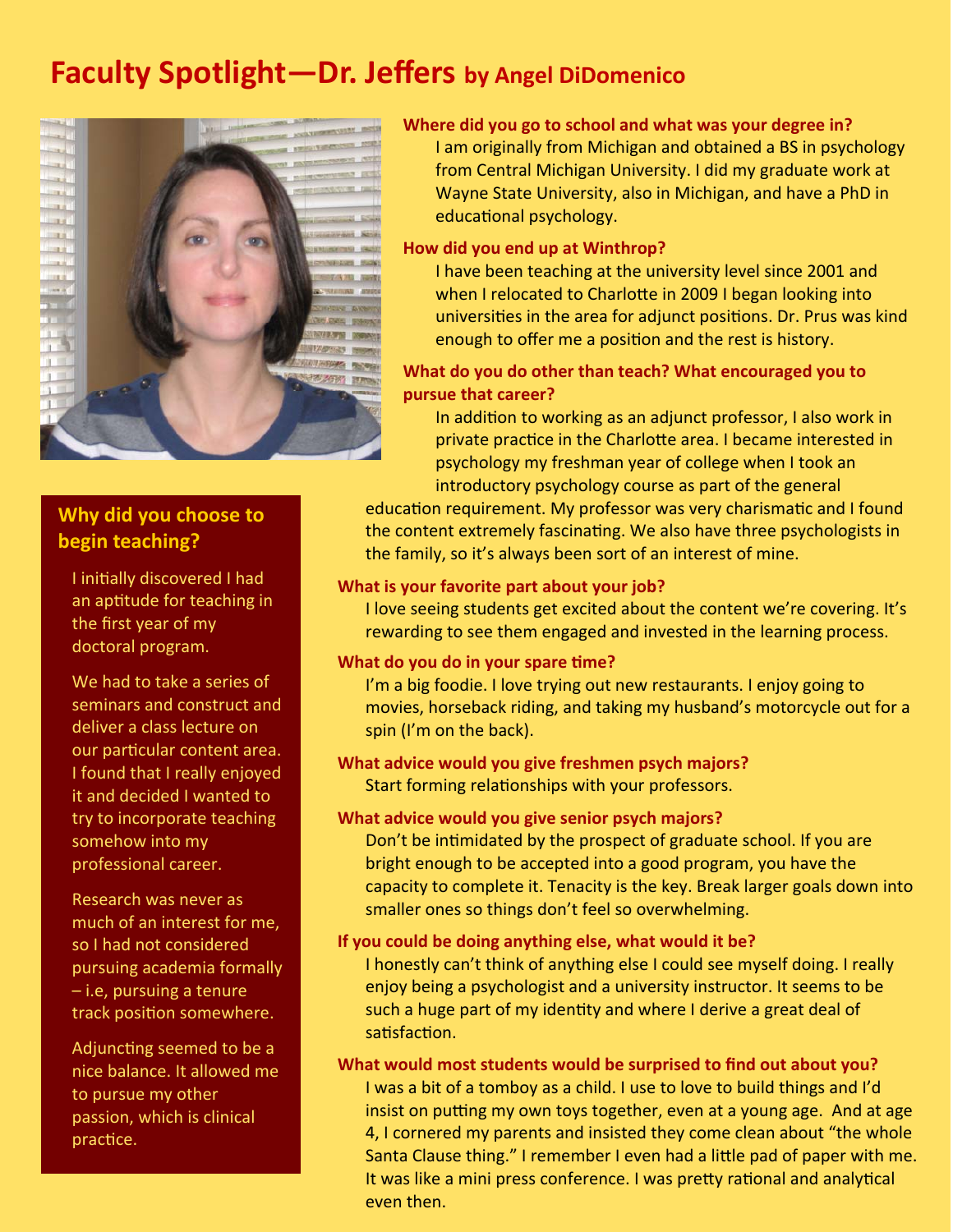# Faculty Spotlight—Dr. Jeffers by Angel DiDomenico

**Where did you go to school and what was your degree in?**

I am originally from Michigan and obtained a BS in psychology from Central Michigan University. I did my graduate work at Wayne State University, also in Michigan, and have a PhD in educational psychology.

**How did you end up at Winthrop?**

I have been teaching at the university level since 2001 and when I relocated to Charlotte in 2009 I began looking into universities in the area for adjunct positions. Dr. Prus was kind enough to offer me a position and the rest is history.

**What do you do other than teach? What encouraged you to pursue that career?**

In addition to working as an adjunct professor, I also work in private practice in the Charlotte area. I became interested in psychology my freshman year of college when I took an introductory psychology course as part of the general education requirement. My professor was very charismatic and I found the content extremely fascinating. We also have three psychologists in the family, so it's always been sort of an interest of mine.

**What is your favorite part about your job?**

I love seeing students get excited about the content we're covering. It's rewarding to see them engaged and invested in the learning process.

**What do you do in your spare time?**

I'm a big foodie. I love trying out new restaurants. I enjoy going to movies, horseback riding, and taking my husband's motorcycle out for a spin (I'm on the back).

**What advice would you give freshmen psych majors?**

Start forming relationships with your professors.

**What advice would you give senior psych majors?**

Don't be intimidated by the prospect of graduate school. If you are bright enough to be accepted into a good program, you have the capacity to complete it. Tenacity is the key. Break larger goals down into smaller ones so things don't feel so overwhelming.

**If you could be doing anything else, what would it be?**

I honestly can't think of anything else I could see myself doing. I really enjoy being a psychologist and a university instructor. It seems to be such a huge part of my identity and where I derive a great deal of satisfaction.

**What would most students would be surprised to find out about you?**

I was a bit of a tomboy as a child. I use to love to build things and I'd insist on putting my own toys together, even at a young age. And at age 4, I cornered my parents and insisted they come clean about "the whole Santa Clause thing." I remember I even had a little pad of paper with me. It was like a mini press conference. I was pretty rational and analytical even then.

## Why did you choose to begin teaching?

I initially discovered I had an aptitude for teaching in the first year of my doctoral program.

We had to take a series of seminars and construct and deliver a class lecture on our particular content area. I found that I really enjoyed it and decided I wanted to try to incorporate teaching somehow into my professional career.

Research was never as much of an interest for me, so I had not considered pursuing academia formally – i.e, pursuing a tenure track position somewhere.

Adjuncting seemed to be a nice balance. It allowed me to pursue my other passion, which is clinical practice.